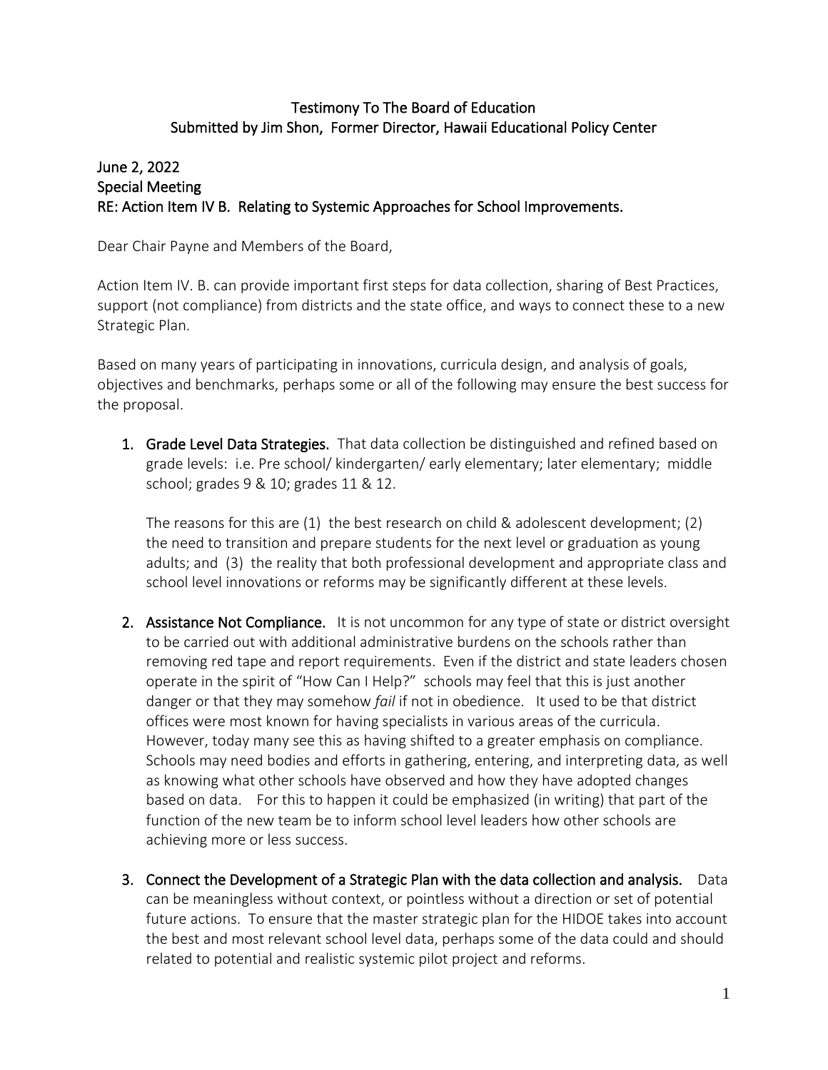Testimony To The Board of Education
Submitted by Jim Shon, Former Director, Hawaii Educational Policy Center

June 2, 2022
Special Meeting
RE: Action Item IV B. Relating to Systemic Approaches for School Improvements.

Dear Chair Payne and Members of the Board,

Action Item IV. B. can provide important first steps for data collection, sharing of Best Practices, support (not compliance) from districts and the state office, and ways to connect these to a new Strategic Plan.

Based on many years of participating in innovations, curricula design, and analysis of goals, objectives and benchmarks, perhaps some or all of the following may ensure the best success for the proposal.

1. **Grade Level Data Strategies.** That data collection be distinguished and refined based on grade levels: i.e. Pre school/ kindergarten/ early elementary; later elementary; middle school; grades 9 & 10; grades 11 & 12.

   The reasons for this are (1) the best research on child & adolescent development; (2) the need to transition and prepare students for the next level or graduation as young adults; and (3) the reality that both professional development and appropriate class and school level innovations or reforms may be significantly different at these levels.

2. **Assistance Not Compliance.** It is not uncommon for any type of state or district oversight to be carried out with additional administrative burdens on the schools rather than removing red tape and report requirements. Even if the district and state leaders chosen operate in the spirit of "How Can I Help?" schools may feel that this is just another danger or that they may somehow *fail* if not in obedience. It used to be that district offices were most known for having specialists in various areas of the curricula. However, today many see this as having shifted to a greater emphasis on compliance. Schools may need bodies and efforts in gathering, entering, and interpreting data, as well as knowing what other schools have observed and how they have adopted changes based on data. For this to happen it could be emphasized (in writing) that part of the function of the new team be to inform school level leaders how other schools are achieving more or less success.

3. **Connect the Development of a Strategic Plan with the data collection and analysis.** Data can be meaningless without context, or pointless without a direction or set of potential future actions. To ensure that the master strategic plan for the HIDOE takes into account the best and most relevant school level data, perhaps some of the data could and should related to potential and realistic systemic pilot project and reforms.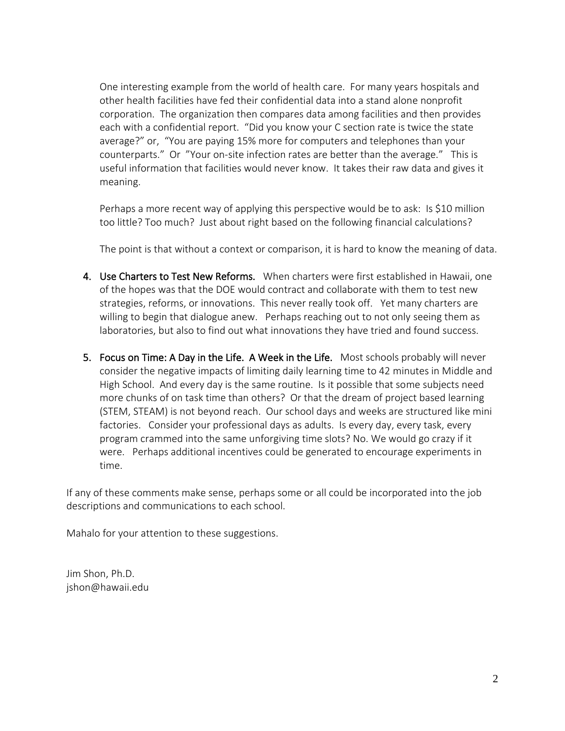One interesting example from the world of health care. For many years hospitals and other health facilities have fed their confidential data into a stand alone nonprofit corporation. The organization then compares data among facilities and then provides each with a confidential report. "Did you know your C section rate is twice the state average?" or, "You are paying 15% more for computers and telephones than your counterparts." Or "Your on-site infection rates are better than the average." This is useful information that facilities would never know. It takes their raw data and gives it meaning.

Perhaps a more recent way of applying this perspective would be to ask: Is $10 million too little? Too much? Just about right based on the following financial calculations?

The point is that without a context or comparison, it is hard to know the meaning of data.

4. **Use Charters to Test New Reforms.** When charters were first established in Hawaii, one of the hopes was that the DOE would contract and collaborate with them to test new strategies, reforms, or innovations. This never really took off. Yet many charters are willing to begin that dialogue anew. Perhaps reaching out to not only seeing them as laboratories, but also to find out what innovations they have tried and found success.

5. **Focus on Time: A Day in the Life. A Week in the Life.** Most schools probably will never consider the negative impacts of limiting daily learning time to 42 minutes in Middle and High School. And every day is the same routine. Is it possible that some subjects need more chunks of on task time than others? Or that the dream of project based learning (STEM, STEAM) is not beyond reach. Our school days and weeks are structured like mini factories. Consider your professional days as adults. Is every day, every task, every program crammed into the same unforgiving time slots? No. We would go crazy if it were. Perhaps additional incentives could be generated to encourage experiments in time.

If any of these comments make sense, perhaps some or all could be incorporated into the job descriptions and communications to each school.

Mahalo for your attention to these suggestions.

Jim Shon, Ph.D.
jshon@hawaii.edu